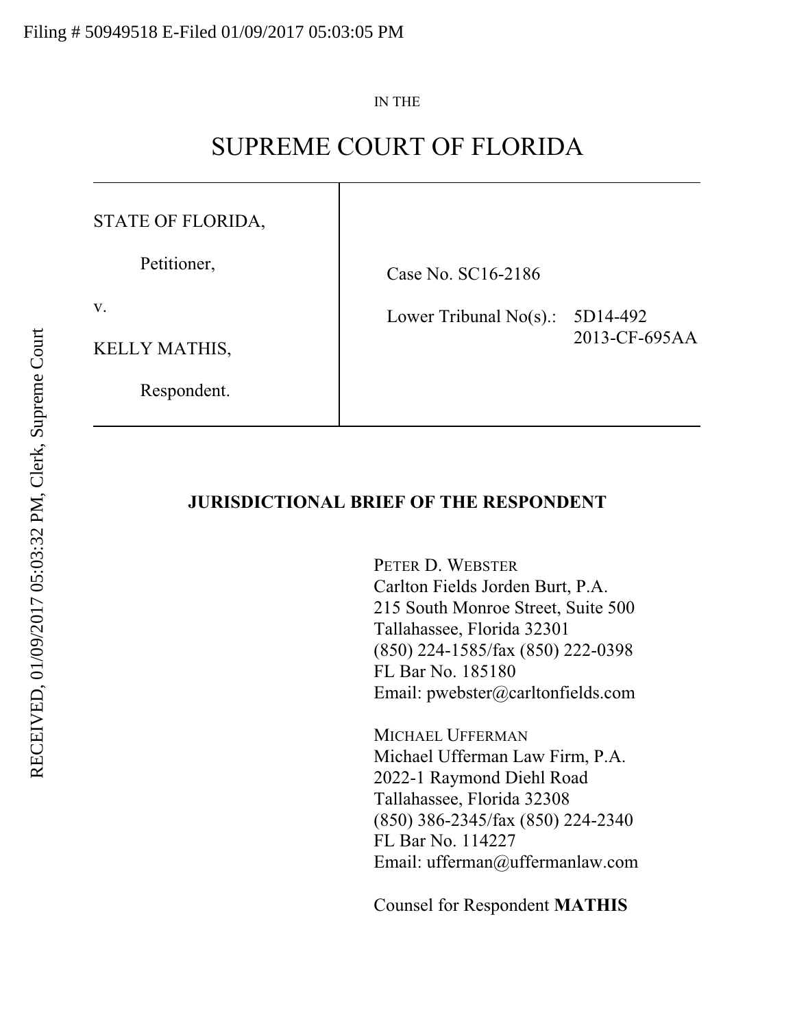Filing # 50949518 E-Filed 01/09/2017 05:03:05 PM

RECEIVED, 01/09/2017 05:03:32 PM, Clerk, Supreme Court

IN THE

# SUPREME COURT OF FLORIDA

| | |
|---|---|
| STATE OF FLORIDA,<br><br>Petitioner,<br><br>v.<br><br>KELLY MATHIS,<br><br>Respondent. | Case No. SC16-2186<br><br>Lower Tribunal No(s).: 5D14-492<br>2013-CF-695AA |

**JURISDICTIONAL BRIEF OF THE RESPONDENT**

PETER D. WEBSTER
Carlton Fields Jorden Burt, P.A.
215 South Monroe Street, Suite 500
Tallahassee, Florida 32301
(850) 224-1585/fax (850) 222-0398
FL Bar No. 185180
Email: pwebster@carltonfields.com

MICHAEL UFFERMAN
Michael Ufferman Law Firm, P.A.
2022-1 Raymond Diehl Road
Tallahassee, Florida 32308
(850) 386-2345/fax (850) 224-2340
FL Bar No. 114227
Email: ufferman@uffermanlaw.com

Counsel for Respondent **MATHIS**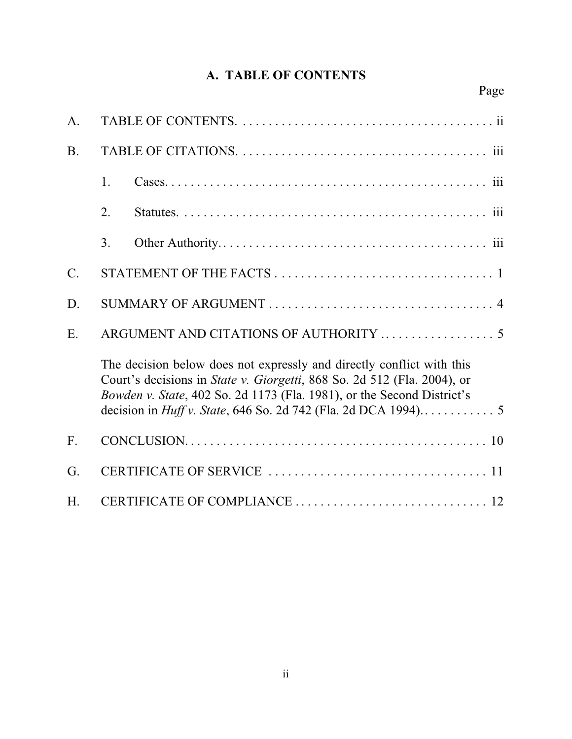## A. TABLE OF CONTENTS

| | | Page |
|---|---|---|
| A. | TABLE OF CONTENTS | ii |
| B. | TABLE OF CITATIONS | iii |
| | 1. Cases | iii |
| | 2. Statutes | iii |
| | 3. Other Authority | iii |
| C. | STATEMENT OF THE FACTS | 1 |
| D. | SUMMARY OF ARGUMENT | 4 |
| E. | ARGUMENT AND CITATIONS OF AUTHORITY | 5 |
| | The decision below does not expressly and directly conflict with this Court's decisions in *State v. Giorgetti*, 868 So. 2d 512 (Fla. 2004), or *Bowden v. State*, 402 So. 2d 1173 (Fla. 1981), or the Second District's decision in *Huff v. State*, 646 So. 2d 742 (Fla. 2d DCA 1994) | 5 |
| F. | CONCLUSION | 10 |
| G. | CERTIFICATE OF SERVICE | 11 |
| H. | CERTIFICATE OF COMPLIANCE | 12 |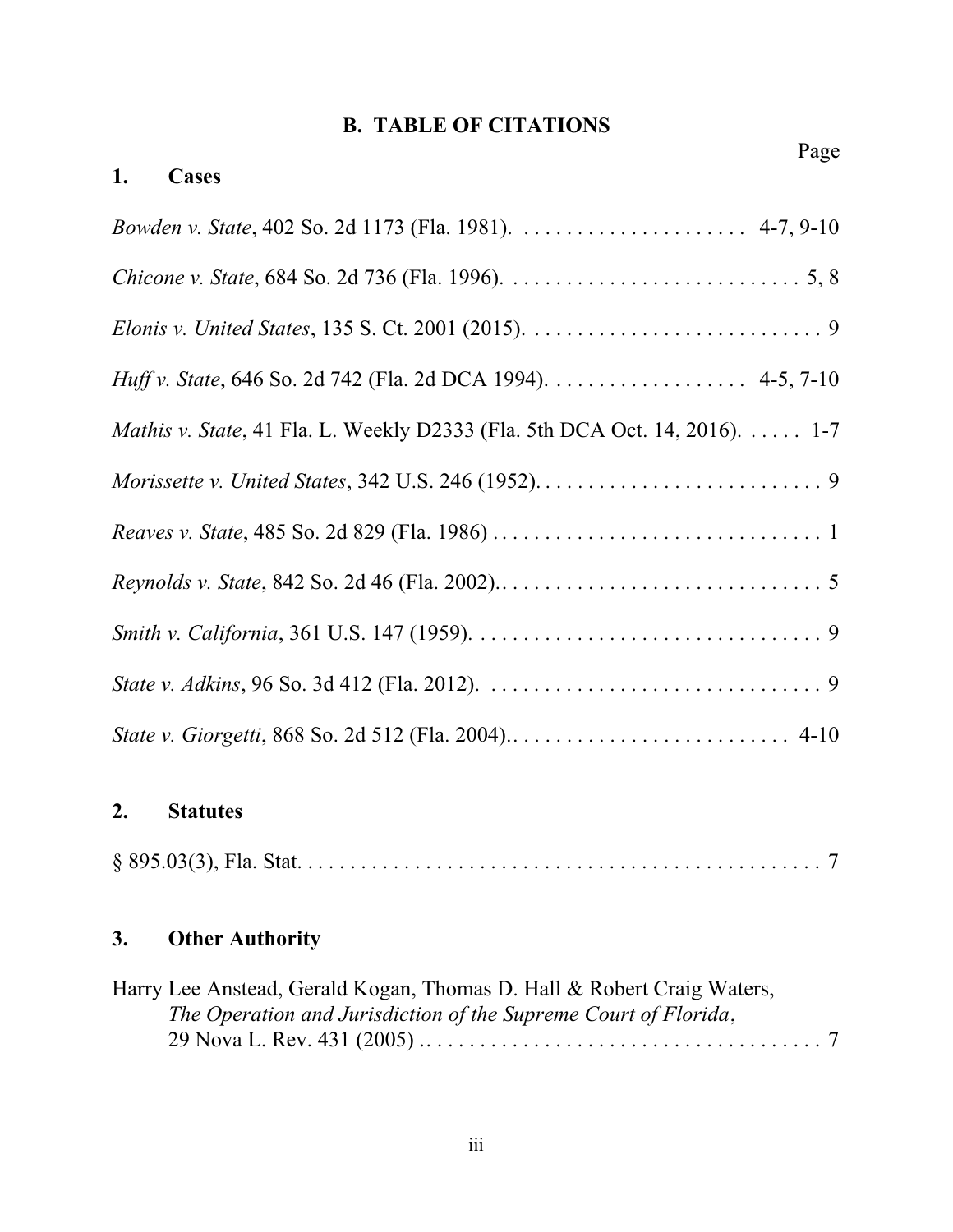## B. TABLE OF CITATIONS

Page

### 1. Cases

*Bowden v. State*, 402 So. 2d 1173 (Fla. 1981). . . . . . . . . . . . . . . . . . . . . . 4-7, 9-10

*Chicone v. State*, 684 So. 2d 736 (Fla. 1996). . . . . . . . . . . . . . . . . . . . . . . . . . . . 5, 8

*Elonis v. United States*, 135 S. Ct. 2001 (2015). . . . . . . . . . . . . . . . . . . . . . . . . . . . 9

*Huff v. State*, 646 So. 2d 742 (Fla. 2d DCA 1994). . . . . . . . . . . . . . . . . . . 4-5, 7-10

*Mathis v. State*, 41 Fla. L. Weekly D2333 (Fla. 5th DCA Oct. 14, 2016). . . . . . 1-7

*Morissette v. United States*, 342 U.S. 246 (1952). . . . . . . . . . . . . . . . . . . . . . . . . . . 9

*Reaves v. State*, 485 So. 2d 829 (Fla. 1986) . . . . . . . . . . . . . . . . . . . . . . . . . . . . . . . 1

*Reynolds v. State*, 842 So. 2d 46 (Fla. 2002).. . . . . . . . . . . . . . . . . . . . . . . . . . . . . . 5

*Smith v. California*, 361 U.S. 147 (1959). . . . . . . . . . . . . . . . . . . . . . . . . . . . . . . . . 9

*State v. Adkins*, 96 So. 3d 412 (Fla. 2012). . . . . . . . . . . . . . . . . . . . . . . . . . . . . . . . 9

*State v. Giorgetti*, 868 So. 2d 512 (Fla. 2004).. . . . . . . . . . . . . . . . . . . . . . . . . . 4-10

### 2. Statutes

§ 895.03(3), Fla. Stat. . . . . . . . . . . . . . . . . . . . . . . . . . . . . . . . . . . . . . . . . . . . . . . . . . 7

### 3. Other Authority

Harry Lee Anstead, Gerald Kogan, Thomas D. Hall & Robert Craig Waters, *The Operation and Jurisdiction of the Supreme Court of Florida*, 29 Nova L. Rev. 431 (2005) . . . . . . . . . . . . . . . . . . . . . . . . . . . . . . . . . . . . . 7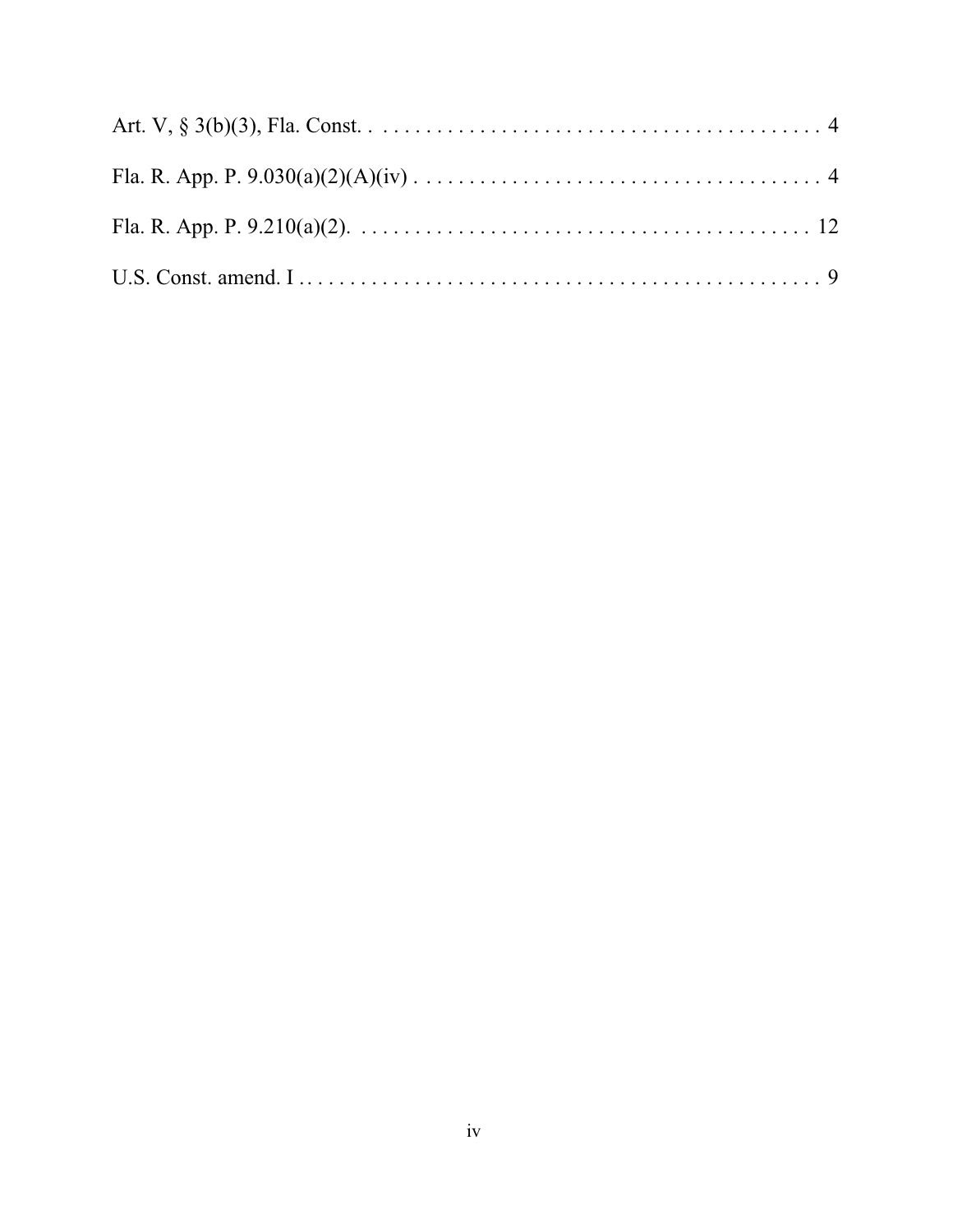Art. V, § 3(b)(3), Fla. Const. . . . . . . . . . . . . . . . . . . . . . . . . . . . . . . . . . . . . . . . . . . 4

Fla. R. App. P. 9.030(a)(2)(A)(iv) . . . . . . . . . . . . . . . . . . . . . . . . . . . . . . . . . . . . . . 4

Fla. R. App. P. 9.210(a)(2). . . . . . . . . . . . . . . . . . . . . . . . . . . . . . . . . . . . . . . . . . . 12

U.S. Const. amend. I . . . . . . . . . . . . . . . . . . . . . . . . . . . . . . . . . . . . . . . . . . . . . . . . . 9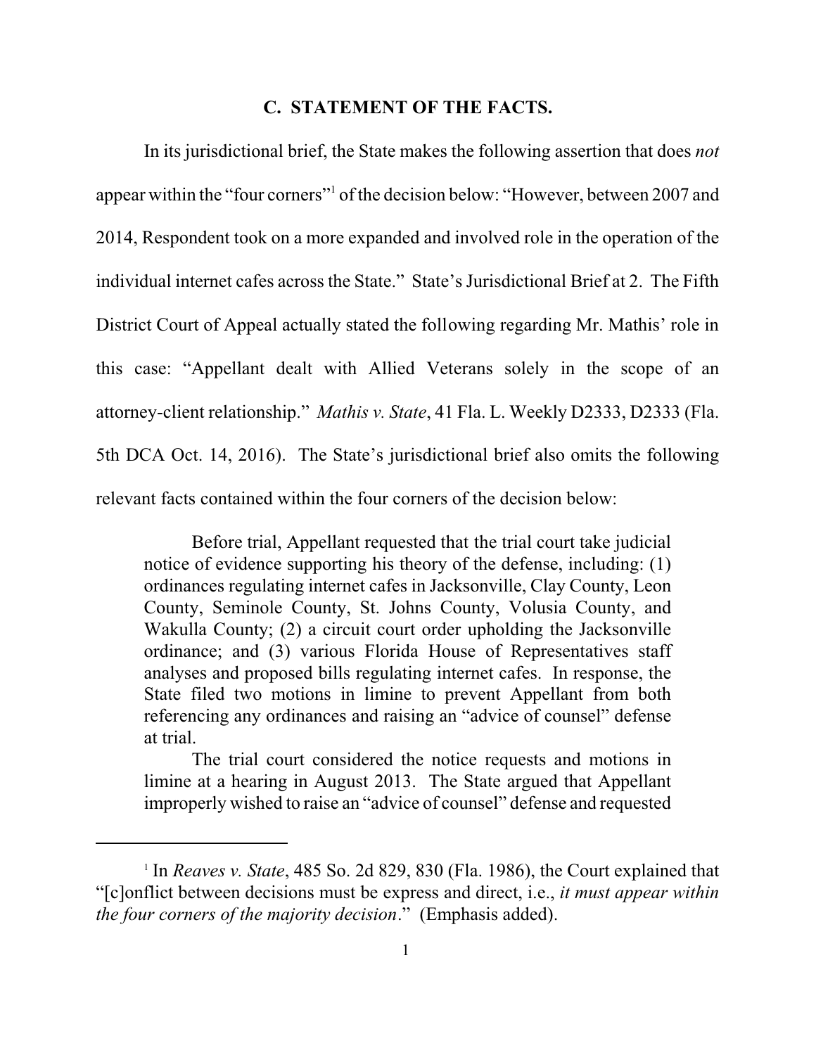## C. STATEMENT OF THE FACTS.

In its jurisdictional brief, the State makes the following assertion that does *not* appear within the "four corners"[1] of the decision below: "However, between 2007 and 2014, Respondent took on a more expanded and involved role in the operation of the individual internet cafes across the State." State's Jurisdictional Brief at 2. The Fifth District Court of Appeal actually stated the following regarding Mr. Mathis' role in this case: "Appellant dealt with Allied Veterans solely in the scope of an attorney-client relationship." *Mathis v. State*, 41 Fla. L. Weekly D2333, D2333 (Fla. 5th DCA Oct. 14, 2016). The State's jurisdictional brief also omits the following relevant facts contained within the four corners of the decision below:

> Before trial, Appellant requested that the trial court take judicial notice of evidence supporting his theory of the defense, including: (1) ordinances regulating internet cafes in Jacksonville, Clay County, Leon County, Seminole County, St. Johns County, Volusia County, and Wakulla County; (2) a circuit court order upholding the Jacksonville ordinance; and (3) various Florida House of Representatives staff analyses and proposed bills regulating internet cafes. In response, the State filed two motions in limine to prevent Appellant from both referencing any ordinances and raising an "advice of counsel" defense at trial.
>
> The trial court considered the notice requests and motions in limine at a hearing in August 2013. The State argued that Appellant improperly wished to raise an "advice of counsel" defense and requested

[1] In *Reaves v. State*, 485 So. 2d 829, 830 (Fla. 1986), the Court explained that "[c]onflict between decisions must be express and direct, i.e., *it must appear within the four corners of the majority decision*." (Emphasis added).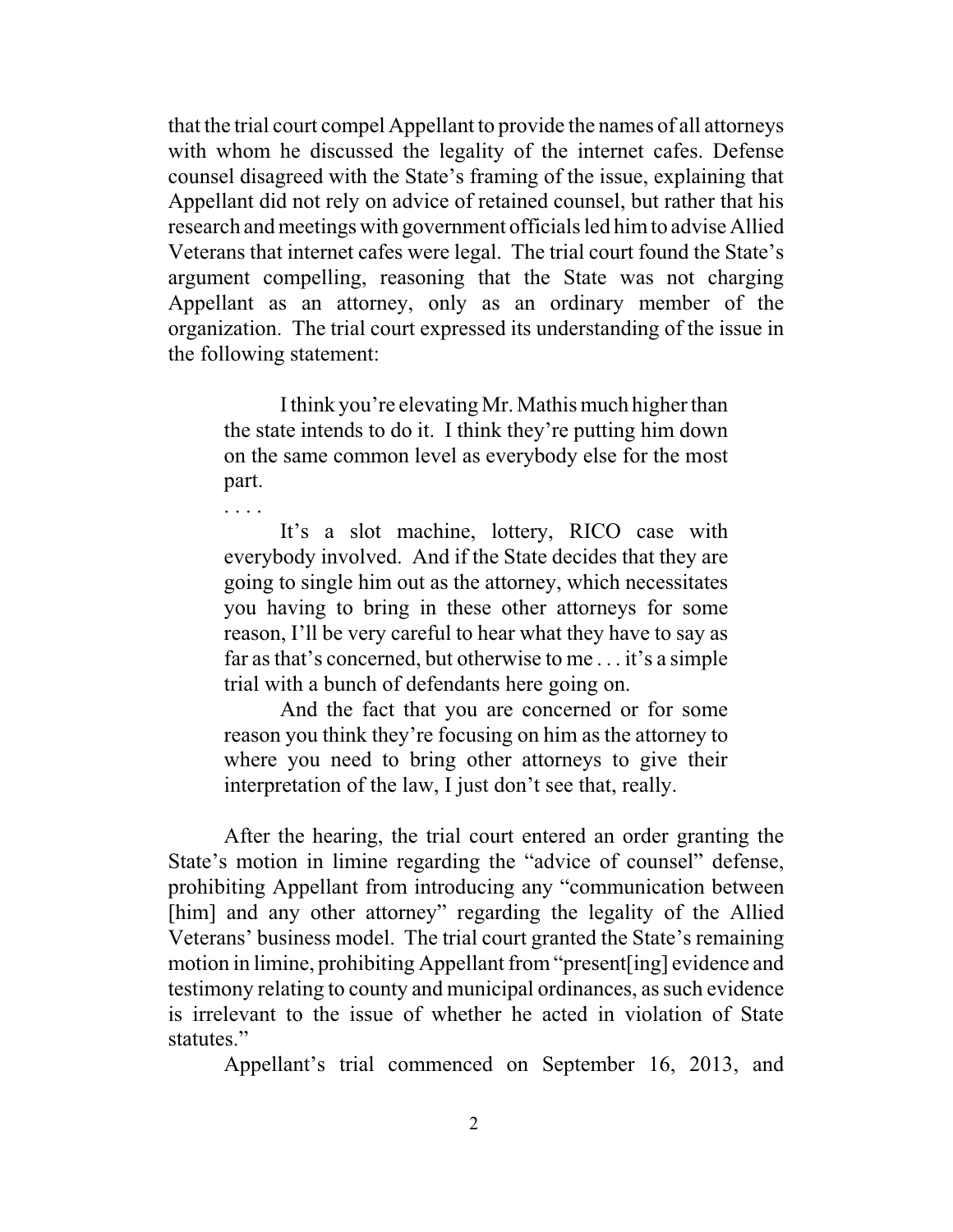that the trial court compel Appellant to provide the names of all attorneys with whom he discussed the legality of the internet cafes. Defense counsel disagreed with the State's framing of the issue, explaining that Appellant did not rely on advice of retained counsel, but rather that his research and meetings with government officials led him to advise Allied Veterans that internet cafes were legal. The trial court found the State's argument compelling, reasoning that the State was not charging Appellant as an attorney, only as an ordinary member of the organization. The trial court expressed its understanding of the issue in the following statement:

> I think you're elevating Mr. Mathis much higher than the state intends to do it. I think they're putting him down on the same common level as everybody else for the most part.
>
> . . . .
>
> It's a slot machine, lottery, RICO case with everybody involved. And if the State decides that they are going to single him out as the attorney, which necessitates you having to bring in these other attorneys for some reason, I'll be very careful to hear what they have to say as far as that's concerned, but otherwise to me . . . it's a simple trial with a bunch of defendants here going on.
>
> And the fact that you are concerned or for some reason you think they're focusing on him as the attorney to where you need to bring other attorneys to give their interpretation of the law, I just don't see that, really.

After the hearing, the trial court entered an order granting the State's motion in limine regarding the "advice of counsel" defense, prohibiting Appellant from introducing any "communication between [him] and any other attorney" regarding the legality of the Allied Veterans' business model. The trial court granted the State's remaining motion in limine, prohibiting Appellant from "present[ing] evidence and testimony relating to county and municipal ordinances, as such evidence is irrelevant to the issue of whether he acted in violation of State statutes."

Appellant's trial commenced on September 16, 2013, and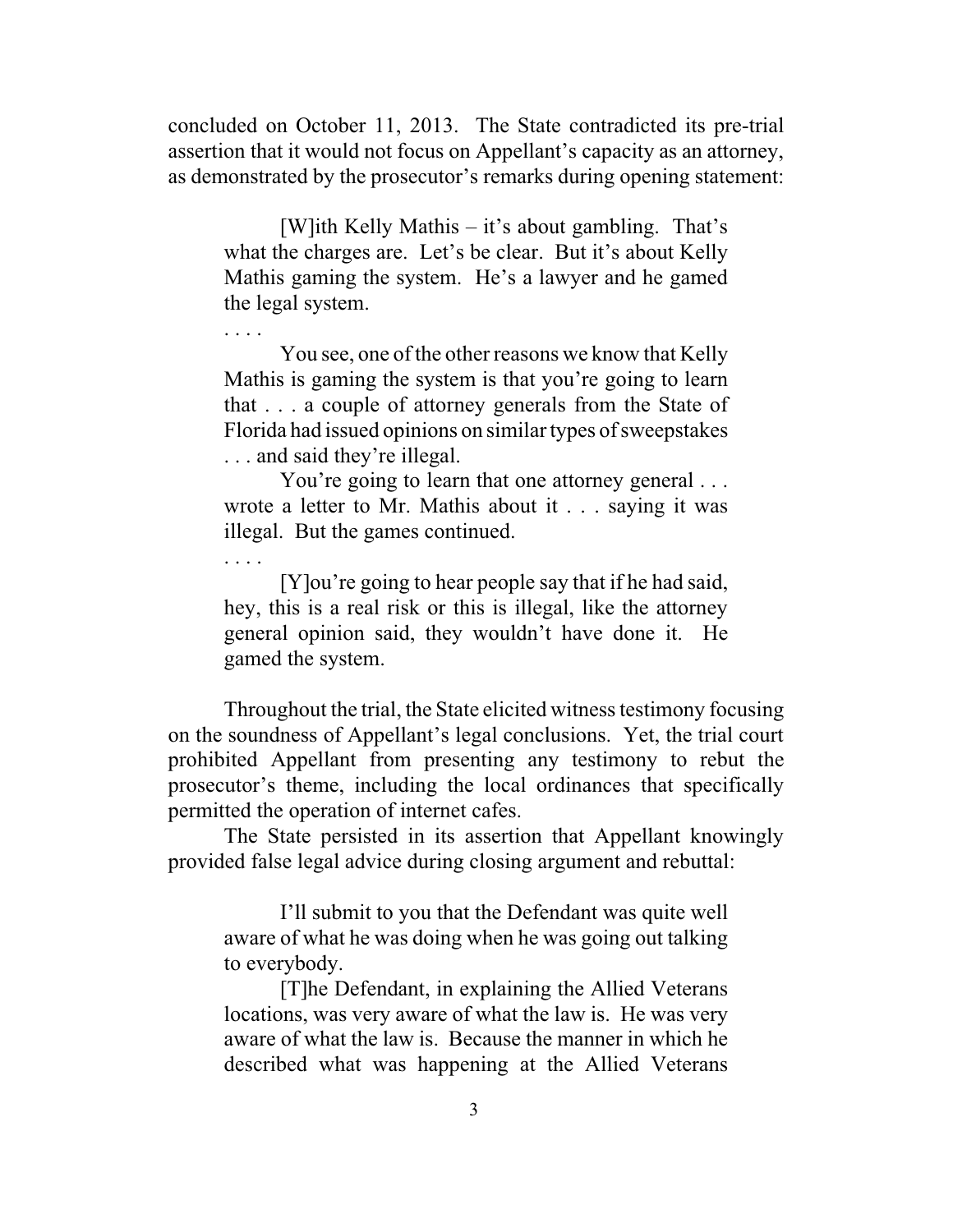concluded on October 11, 2013. The State contradicted its pre-trial assertion that it would not focus on Appellant's capacity as an attorney, as demonstrated by the prosecutor's remarks during opening statement:

> [W]ith Kelly Mathis – it's about gambling. That's what the charges are. Let's be clear. But it's about Kelly Mathis gaming the system. He's a lawyer and he gamed the legal system.
>
> . . . .
>
> You see, one of the other reasons we know that Kelly Mathis is gaming the system is that you're going to learn that . . . a couple of attorney generals from the State of Florida had issued opinions on similar types of sweepstakes . . . and said they're illegal.
>
> You're going to learn that one attorney general . . . wrote a letter to Mr. Mathis about it . . . saying it was illegal. But the games continued.
>
> . . . .
>
> [Y]ou're going to hear people say that if he had said, hey, this is a real risk or this is illegal, like the attorney general opinion said, they wouldn't have done it. He gamed the system.

Throughout the trial, the State elicited witness testimony focusing on the soundness of Appellant's legal conclusions. Yet, the trial court prohibited Appellant from presenting any testimony to rebut the prosecutor's theme, including the local ordinances that specifically permitted the operation of internet cafes.

The State persisted in its assertion that Appellant knowingly provided false legal advice during closing argument and rebuttal:

> I'll submit to you that the Defendant was quite well aware of what he was doing when he was going out talking to everybody.
>
> [T]he Defendant, in explaining the Allied Veterans locations, was very aware of what the law is. He was very aware of what the law is. Because the manner in which he described what was happening at the Allied Veterans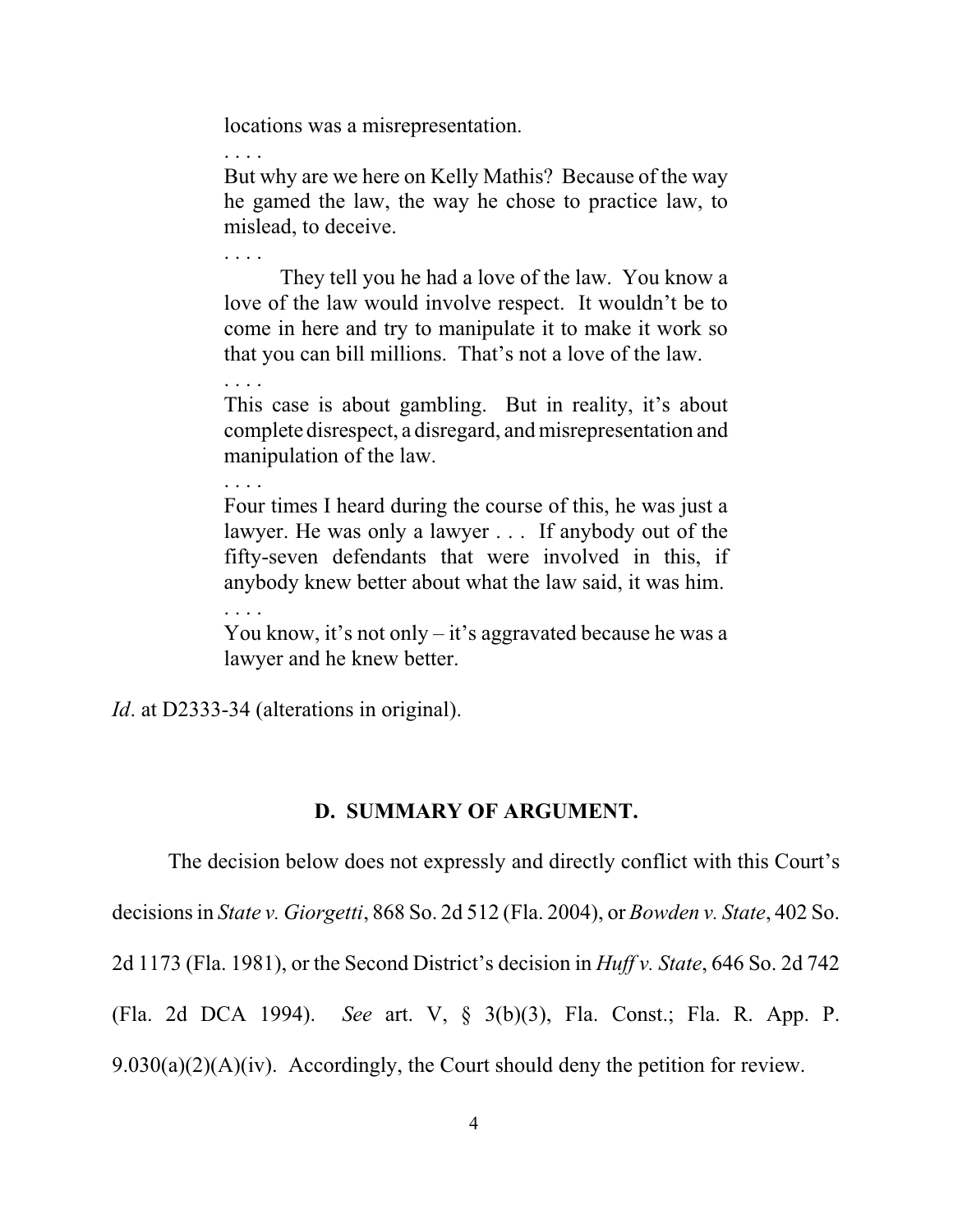> locations was a misrepresentation.
>
> . . . .
>
> But why are we here on Kelly Mathis? Because of the way he gamed the law, the way he chose to practice law, to mislead, to deceive.
>
> . . . .
>
> They tell you he had a love of the law. You know a love of the law would involve respect. It wouldn't be to come in here and try to manipulate it to make it work so that you can bill millions. That's not a love of the law.
>
> . . . .
>
> This case is about gambling. But in reality, it's about complete disrespect, a disregard, and misrepresentation and manipulation of the law.
>
> . . . .
>
> Four times I heard during the course of this, he was just a lawyer. He was only a lawyer . . . If anybody out of the fifty-seven defendants that were involved in this, if anybody knew better about what the law said, it was him.
>
> . . . .
>
> You know, it's not only – it's aggravated because he was a lawyer and he knew better.

*Id*. at D2333-34 (alterations in original).

## D. SUMMARY OF ARGUMENT.

The decision below does not expressly and directly conflict with this Court's decisions in *State v. Giorgetti*, 868 So. 2d 512 (Fla. 2004), or *Bowden v. State*, 402 So. 2d 1173 (Fla. 1981), or the Second District's decision in *Huff v. State*, 646 So. 2d 742 (Fla. 2d DCA 1994). *See* art. V, § 3(b)(3), Fla. Const.; Fla. R. App. P. 9.030(a)(2)(A)(iv). Accordingly, the Court should deny the petition for review.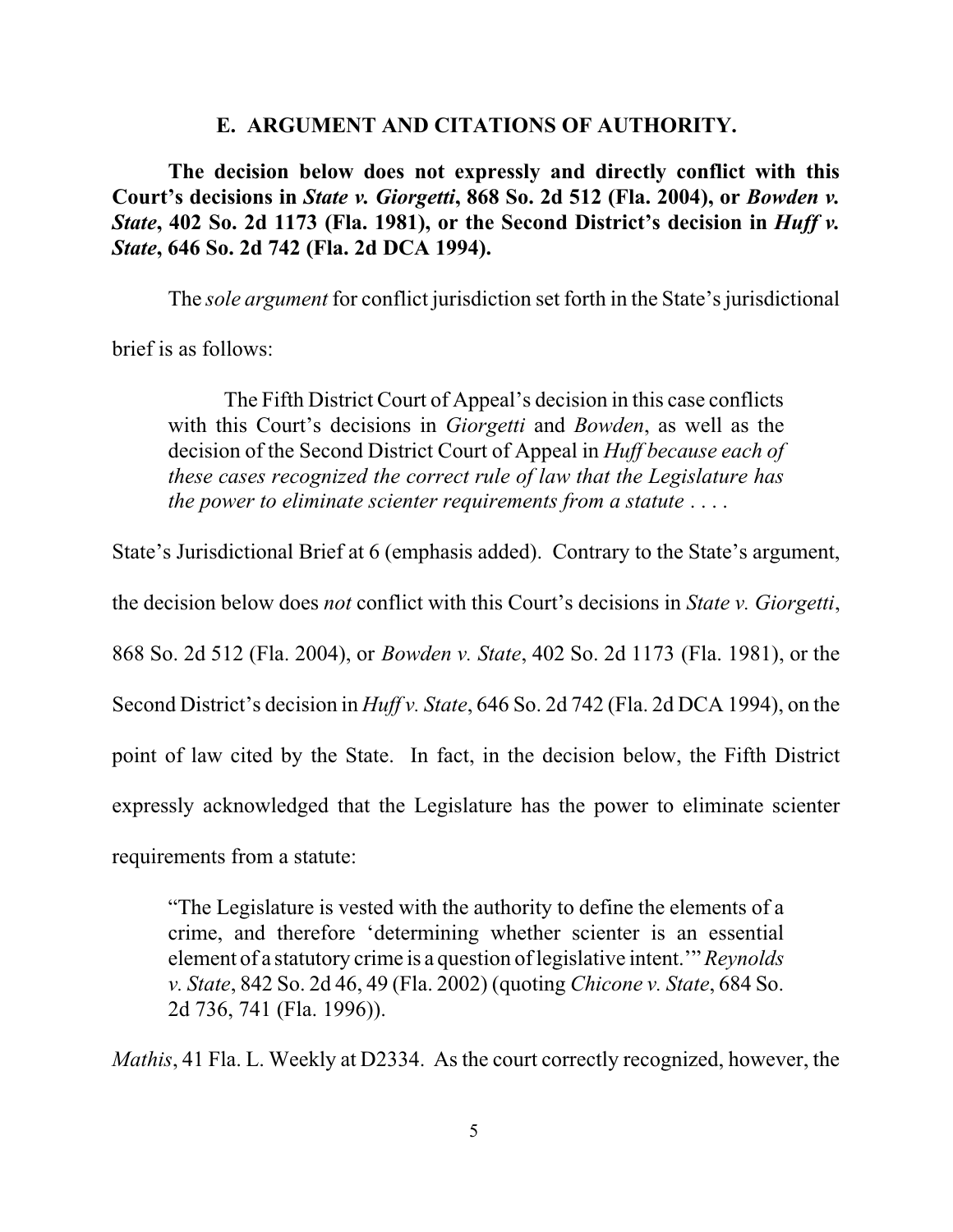## E. ARGUMENT AND CITATIONS OF AUTHORITY.

**The decision below does not expressly and directly conflict with this Court's decisions in *State v. Giorgetti*, 868 So. 2d 512 (Fla. 2004), or *Bowden v. State*, 402 So. 2d 1173 (Fla. 1981), or the Second District's decision in *Huff v. State*, 646 So. 2d 742 (Fla. 2d DCA 1994).**

The *sole argument* for conflict jurisdiction set forth in the State's jurisdictional brief is as follows:

> The Fifth District Court of Appeal's decision in this case conflicts with this Court's decisions in *Giorgetti* and *Bowden*, as well as the decision of the Second District Court of Appeal in *Huff because each of these cases recognized the correct rule of law that the Legislature has the power to eliminate scienter requirements from a statute* . . . .

State's Jurisdictional Brief at 6 (emphasis added). Contrary to the State's argument, the decision below does *not* conflict with this Court's decisions in *State v. Giorgetti*, 868 So. 2d 512 (Fla. 2004), or *Bowden v. State*, 402 So. 2d 1173 (Fla. 1981), or the Second District's decision in *Huff v. State*, 646 So. 2d 742 (Fla. 2d DCA 1994), on the point of law cited by the State. In fact, in the decision below, the Fifth District expressly acknowledged that the Legislature has the power to eliminate scienter requirements from a statute:

> "The Legislature is vested with the authority to define the elements of a crime, and therefore 'determining whether scienter is an essential element of a statutory crime is a question of legislative intent.'" *Reynolds v. State*, 842 So. 2d 46, 49 (Fla. 2002) (quoting *Chicone v. State*, 684 So. 2d 736, 741 (Fla. 1996)).

*Mathis*, 41 Fla. L. Weekly at D2334. As the court correctly recognized, however, the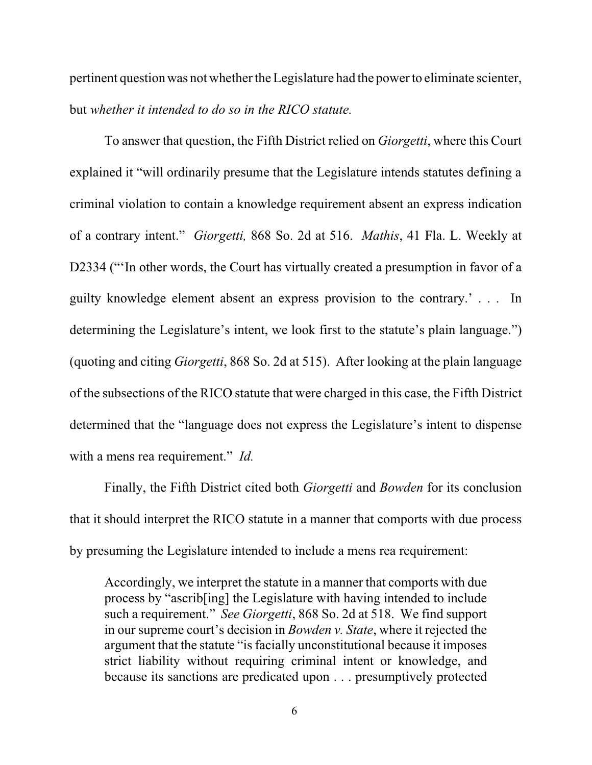pertinent question was not whether the Legislature had the power to eliminate scienter, but *whether it intended to do so in the RICO statute.*

To answer that question, the Fifth District relied on *Giorgetti*, where this Court explained it "will ordinarily presume that the Legislature intends statutes defining a criminal violation to contain a knowledge requirement absent an express indication of a contrary intent." *Giorgetti,* 868 So. 2d at 516. *Mathis*, 41 Fla. L. Weekly at D2334 ("'In other words, the Court has virtually created a presumption in favor of a guilty knowledge element absent an express provision to the contrary.' . . . In determining the Legislature's intent, we look first to the statute's plain language.") (quoting and citing *Giorgetti*, 868 So. 2d at 515). After looking at the plain language of the subsections of the RICO statute that were charged in this case, the Fifth District determined that the "language does not express the Legislature's intent to dispense with a mens rea requirement." *Id.*

Finally, the Fifth District cited both *Giorgetti* and *Bowden* for its conclusion that it should interpret the RICO statute in a manner that comports with due process by presuming the Legislature intended to include a mens rea requirement:

> Accordingly, we interpret the statute in a manner that comports with due process by "ascrib[ing] the Legislature with having intended to include such a requirement." *See Giorgetti*, 868 So. 2d at 518. We find support in our supreme court's decision in *Bowden v. State*, where it rejected the argument that the statute "is facially unconstitutional because it imposes strict liability without requiring criminal intent or knowledge, and because its sanctions are predicated upon . . . presumptively protected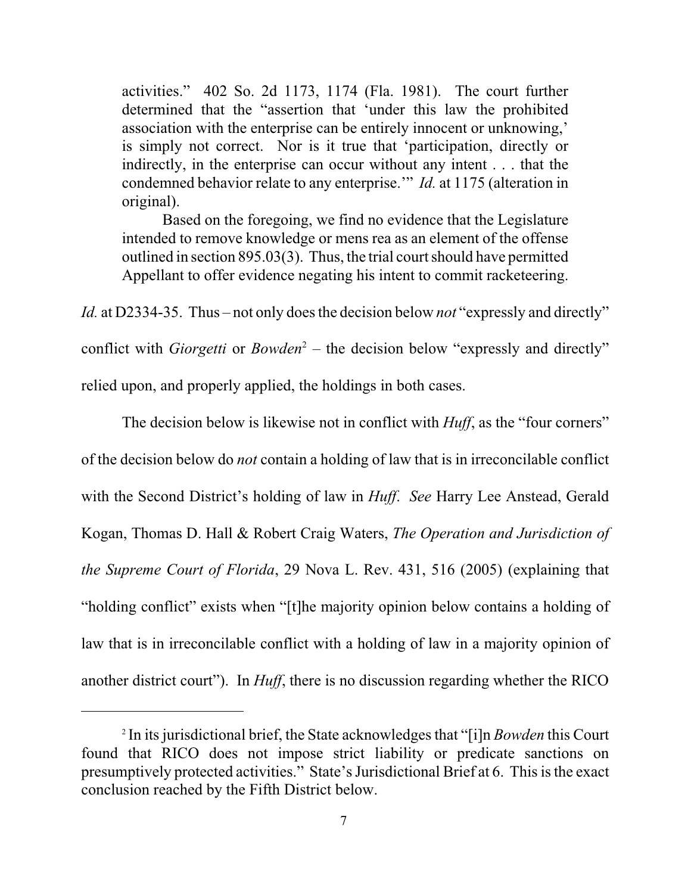> activities." 402 So. 2d 1173, 1174 (Fla. 1981). The court further determined that the "assertion that 'under this law the prohibited association with the enterprise can be entirely innocent or unknowing,' is simply not correct. Nor is it true that 'participation, directly or indirectly, in the enterprise can occur without any intent . . . that the condemned behavior relate to any enterprise.'" *Id.* at 1175 (alteration in original).
>
> Based on the foregoing, we find no evidence that the Legislature intended to remove knowledge or mens rea as an element of the offense outlined in section 895.03(3). Thus, the trial court should have permitted Appellant to offer evidence negating his intent to commit racketeering.

*Id.* at D2334-35. Thus – not only does the decision below *not* "expressly and directly" conflict with *Giorgetti* or *Bowden*[2] – the decision below "expressly and directly" relied upon, and properly applied, the holdings in both cases.

The decision below is likewise not in conflict with *Huff*, as the "four corners" of the decision below do *not* contain a holding of law that is in irreconcilable conflict with the Second District's holding of law in *Huff*. *See* Harry Lee Anstead, Gerald Kogan, Thomas D. Hall & Robert Craig Waters, *The Operation and Jurisdiction of the Supreme Court of Florida*, 29 Nova L. Rev. 431, 516 (2005) (explaining that "holding conflict" exists when "[t]he majority opinion below contains a holding of law that is in irreconcilable conflict with a holding of law in a majority opinion of another district court"). In *Huff*, there is no discussion regarding whether the RICO

---

[2] In its jurisdictional brief, the State acknowledges that "[i]n *Bowden* this Court found that RICO does not impose strict liability or predicate sanctions on presumptively protected activities." State's Jurisdictional Brief at 6. This is the exact conclusion reached by the Fifth District below.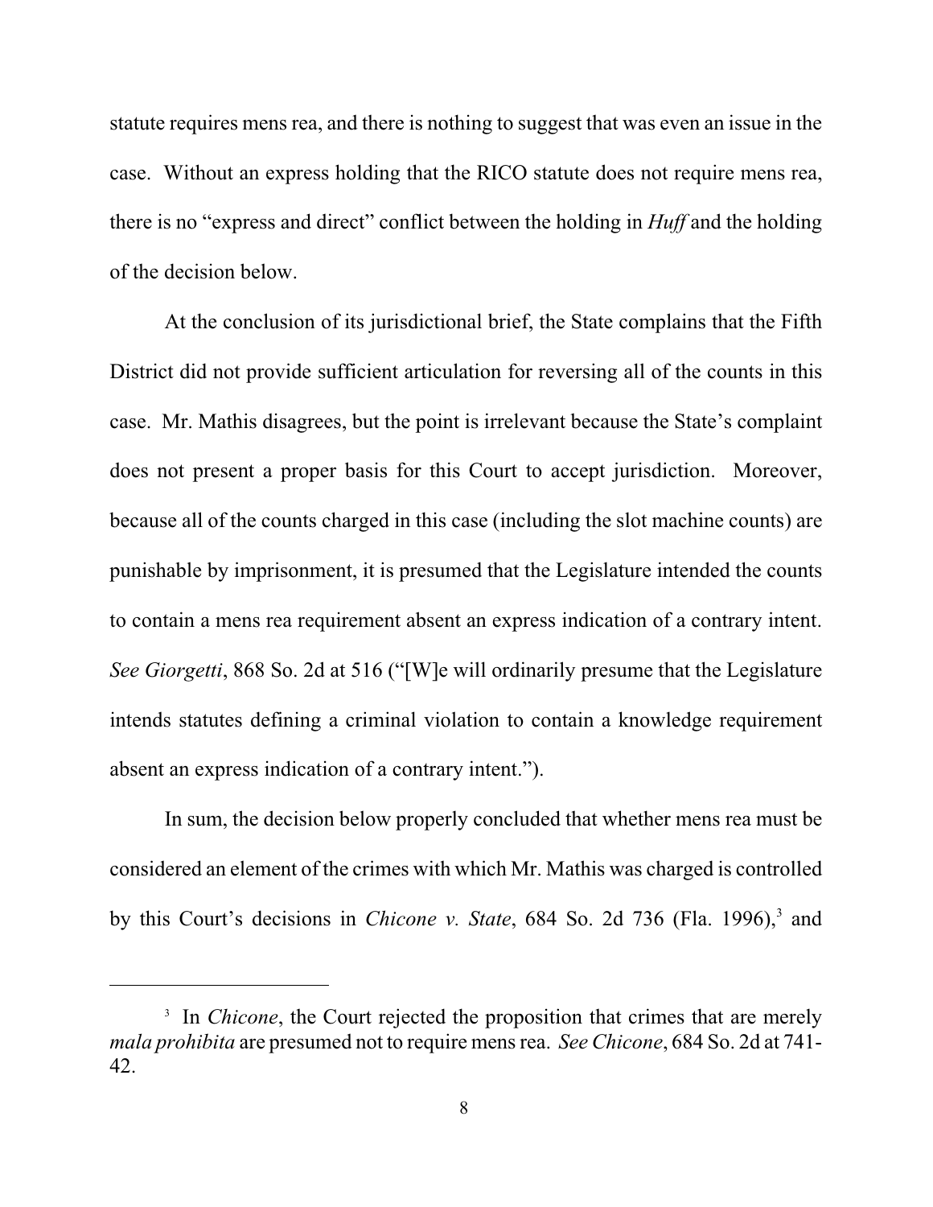statute requires mens rea, and there is nothing to suggest that was even an issue in the case. Without an express holding that the RICO statute does not require mens rea, there is no "express and direct" conflict between the holding in *Huff* and the holding of the decision below.

At the conclusion of its jurisdictional brief, the State complains that the Fifth District did not provide sufficient articulation for reversing all of the counts in this case. Mr. Mathis disagrees, but the point is irrelevant because the State's complaint does not present a proper basis for this Court to accept jurisdiction. Moreover, because all of the counts charged in this case (including the slot machine counts) are punishable by imprisonment, it is presumed that the Legislature intended the counts to contain a mens rea requirement absent an express indication of a contrary intent. *See Giorgetti*, 868 So. 2d at 516 ("[W]e will ordinarily presume that the Legislature intends statutes defining a criminal violation to contain a knowledge requirement absent an express indication of a contrary intent.").

In sum, the decision below properly concluded that whether mens rea must be considered an element of the crimes with which Mr. Mathis was charged is controlled by this Court's decisions in *Chicone v. State*, 684 So. 2d 736 (Fla. 1996),[3] and

---

[3] In *Chicone*, the Court rejected the proposition that crimes that are merely *mala prohibita* are presumed not to require mens rea. *See Chicone*, 684 So. 2d at 741-42.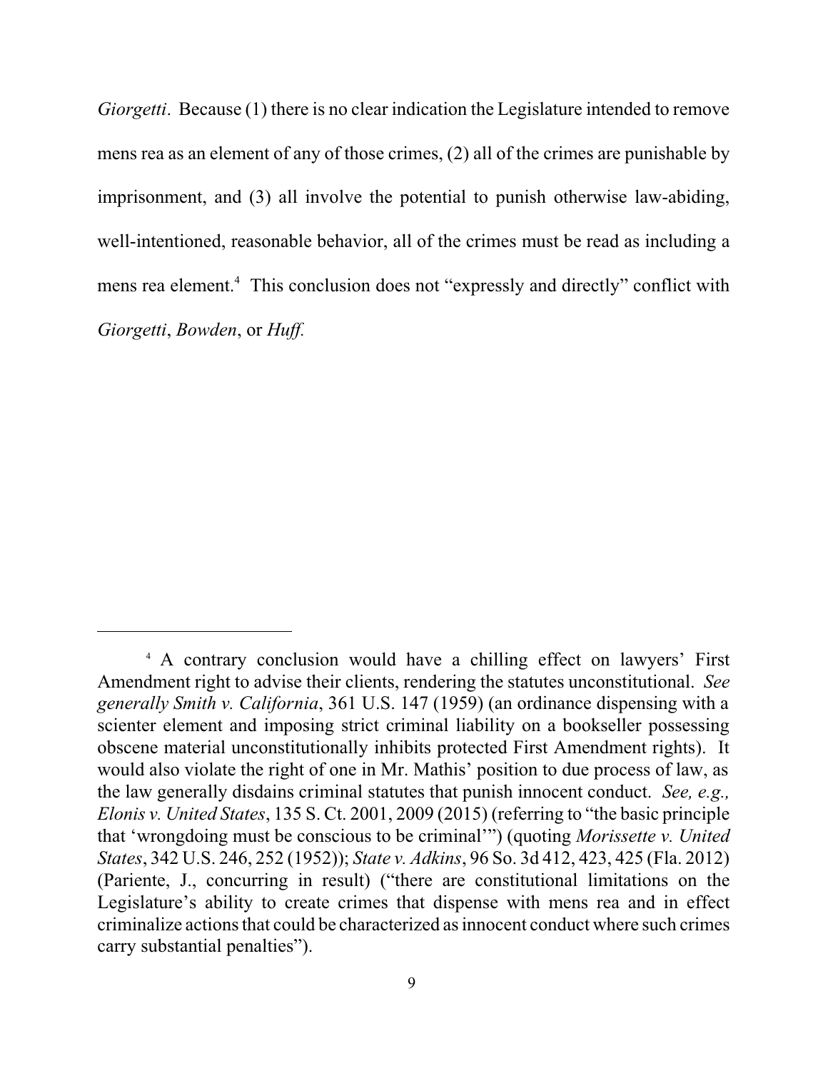*Giorgetti*. Because (1) there is no clear indication the Legislature intended to remove mens rea as an element of any of those crimes, (2) all of the crimes are punishable by imprisonment, and (3) all involve the potential to punish otherwise law-abiding, well-intentioned, reasonable behavior, all of the crimes must be read as including a mens rea element.[4] This conclusion does not "expressly and directly" conflict with *Giorgetti*, *Bowden*, or *Huff.*

---

[4] A contrary conclusion would have a chilling effect on lawyers' First Amendment right to advise their clients, rendering the statutes unconstitutional. *See generally Smith v. California*, 361 U.S. 147 (1959) (an ordinance dispensing with a scienter element and imposing strict criminal liability on a bookseller possessing obscene material unconstitutionally inhibits protected First Amendment rights). It would also violate the right of one in Mr. Mathis' position to due process of law, as the law generally disdains criminal statutes that punish innocent conduct. *See, e.g., Elonis v. United States*, 135 S. Ct. 2001, 2009 (2015) (referring to "the basic principle that 'wrongdoing must be conscious to be criminal'") (quoting *Morissette v. United States*, 342 U.S. 246, 252 (1952)); *State v. Adkins*, 96 So. 3d 412, 423, 425 (Fla. 2012) (Pariente, J., concurring in result) ("there are constitutional limitations on the Legislature's ability to create crimes that dispense with mens rea and in effect criminalize actions that could be characterized as innocent conduct where such crimes carry substantial penalties").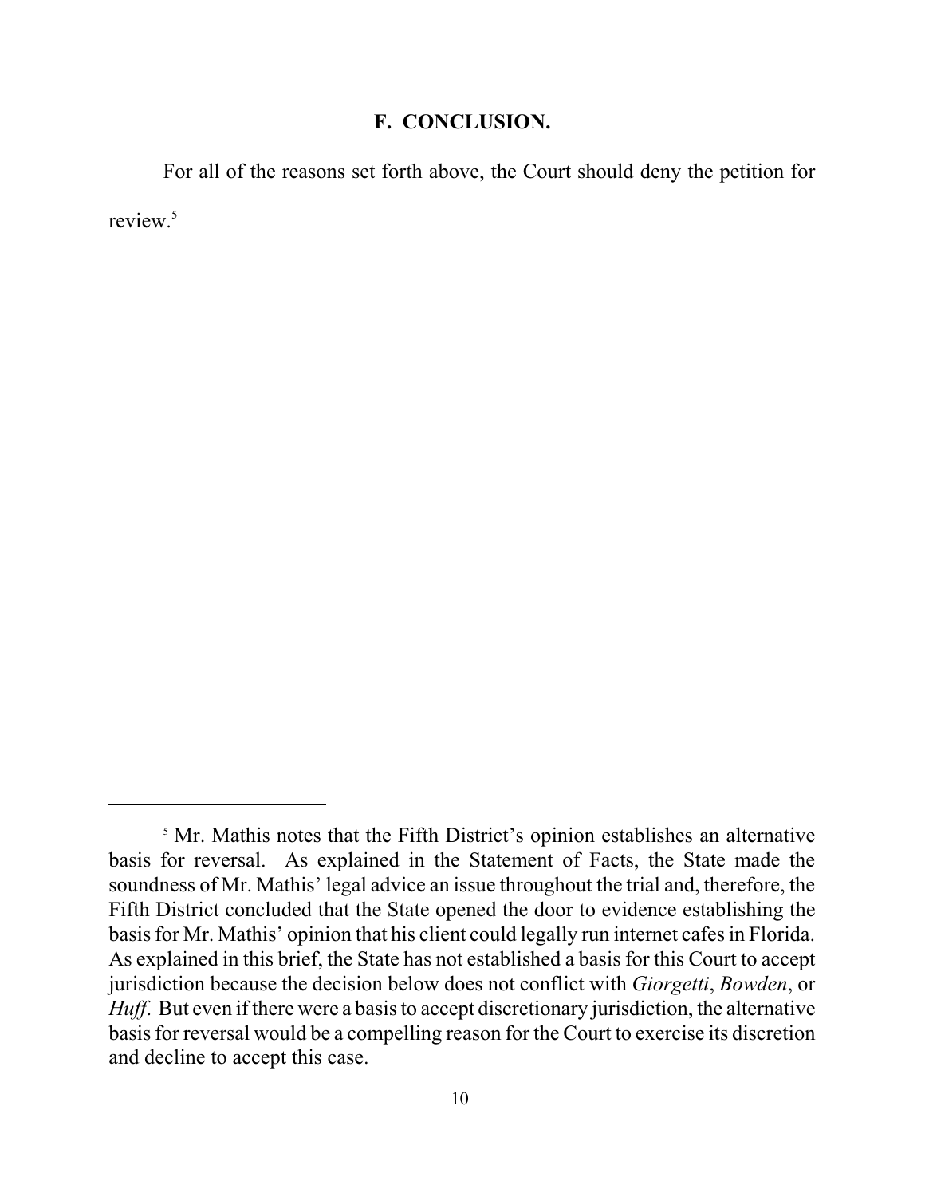## F. CONCLUSION.

For all of the reasons set forth above, the Court should deny the petition for review.[5]

---

[5] Mr. Mathis notes that the Fifth District's opinion establishes an alternative basis for reversal. As explained in the Statement of Facts, the State made the soundness of Mr. Mathis' legal advice an issue throughout the trial and, therefore, the Fifth District concluded that the State opened the door to evidence establishing the basis for Mr. Mathis' opinion that his client could legally run internet cafes in Florida. As explained in this brief, the State has not established a basis for this Court to accept jurisdiction because the decision below does not conflict with *Giorgetti*, *Bowden*, or *Huff*. But even if there were a basis to accept discretionary jurisdiction, the alternative basis for reversal would be a compelling reason for the Court to exercise its discretion and decline to accept this case.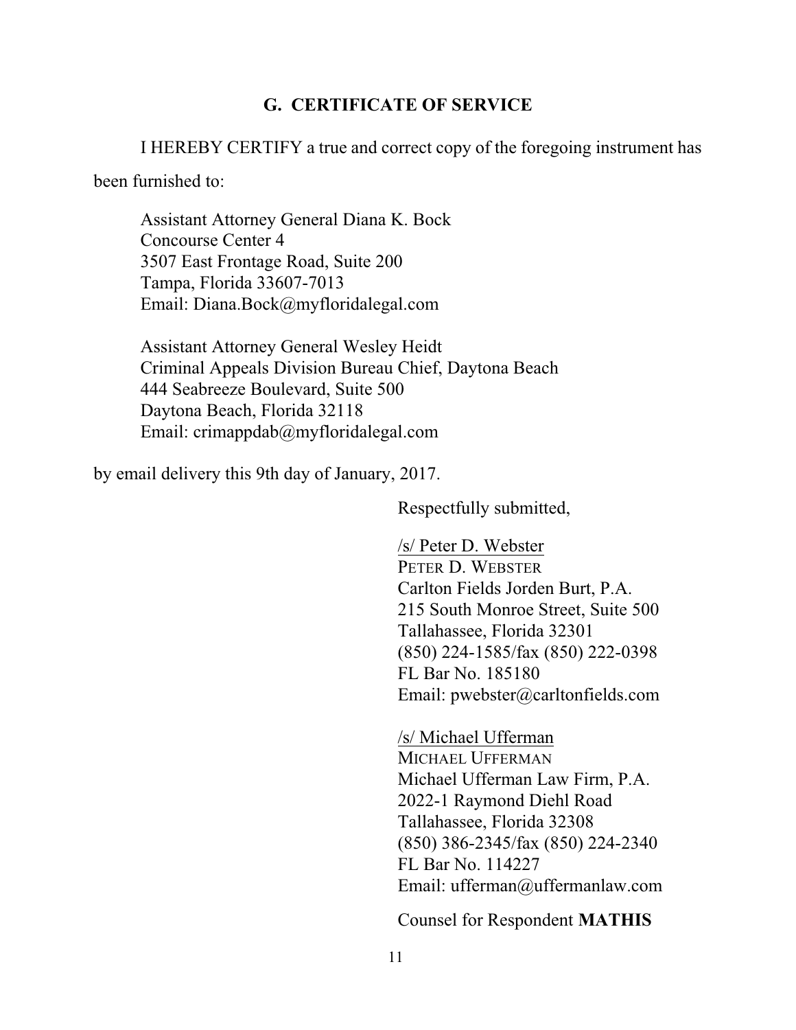## G. CERTIFICATE OF SERVICE

I HEREBY CERTIFY a true and correct copy of the foregoing instrument has been furnished to:

Assistant Attorney General Diana K. Bock
Concourse Center 4
3507 East Frontage Road, Suite 200
Tampa, Florida 33607-7013
Email: Diana.Bock@myfloridalegal.com

Assistant Attorney General Wesley Heidt
Criminal Appeals Division Bureau Chief, Daytona Beach
444 Seabreeze Boulevard, Suite 500
Daytona Beach, Florida 32118
Email: crimappdab@myfloridalegal.com

by email delivery this 9th day of January, 2017.

Respectfully submitted,

/s/ Peter D. Webster
PETER D. WEBSTER
Carlton Fields Jorden Burt, P.A.
215 South Monroe Street, Suite 500
Tallahassee, Florida 32301
(850) 224-1585/fax (850) 222-0398
FL Bar No. 185180
Email: pwebster@carltonfields.com

/s/ Michael Ufferman
MICHAEL UFFERMAN
Michael Ufferman Law Firm, P.A.
2022-1 Raymond Diehl Road
Tallahassee, Florida 32308
(850) 386-2345/fax (850) 224-2340
FL Bar No. 114227
Email: ufferman@uffermanlaw.com

Counsel for Respondent **MATHIS**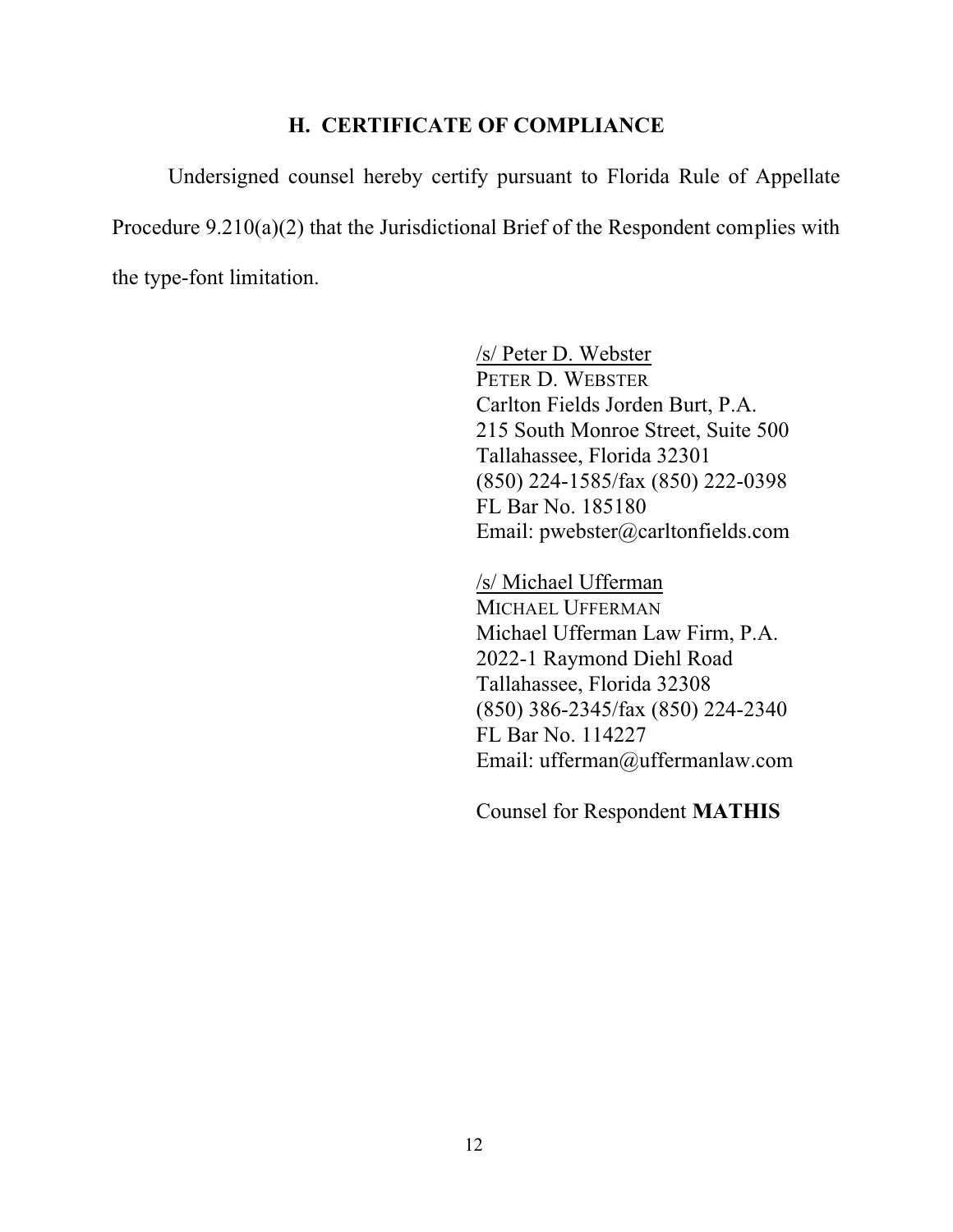## H. CERTIFICATE OF COMPLIANCE

Undersigned counsel hereby certify pursuant to Florida Rule of Appellate Procedure 9.210(a)(2) that the Jurisdictional Brief of the Respondent complies with the type-font limitation.

/s/ Peter D. Webster
PETER D. WEBSTER
Carlton Fields Jorden Burt, P.A.
215 South Monroe Street, Suite 500
Tallahassee, Florida 32301
(850) 224-1585/fax (850) 222-0398
FL Bar No. 185180
Email: pwebster@carltonfields.com

/s/ Michael Ufferman
MICHAEL UFFERMAN
Michael Ufferman Law Firm, P.A.
2022-1 Raymond Diehl Road
Tallahassee, Florida 32308
(850) 386-2345/fax (850) 224-2340
FL Bar No. 114227
Email: ufferman@uffermanlaw.com

Counsel for Respondent **MATHIS**